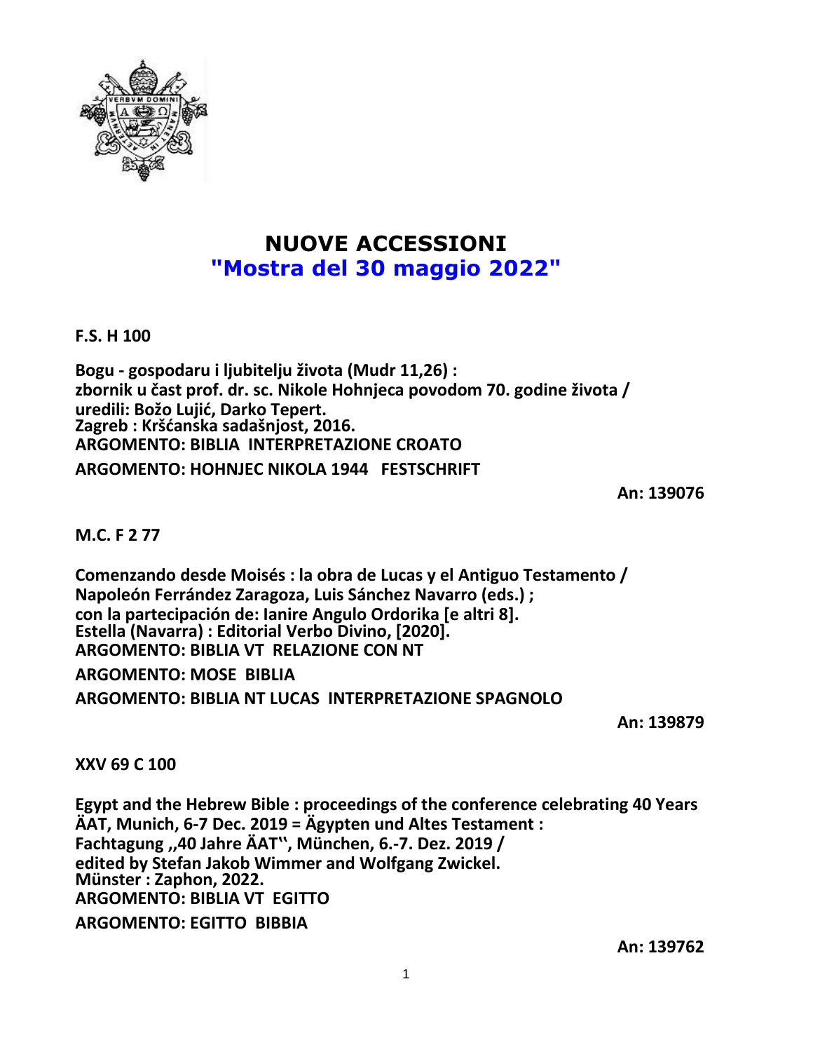# NUOVE ACCESSIONI
## "Mostra del 30 maggio 2022"

**F.S. H 100**

**Bogu - gospodaru i ljubitelju života (Mudr 11,26) :**
**zbornik u čast prof. dr. sc. Nikole Hohnjeca povodom 70. godine života /**
**uredili: Božo Lujić, Darko Tepert.**
**Zagreb : Kršćanska sadašnjost, 2016.**
**ARGOMENTO: BIBLIA INTERPRETAZIONE CROATO**
**ARGOMENTO: HOHNJEC NIKOLA 1944 FESTSCHRIFT**

**An: 139076**

**M.C. F 2 77**

**Comenzando desde Moisés : la obra de Lucas y el Antiguo Testamento /**
**Napoleón Ferrández Zaragoza, Luis Sánchez Navarro (eds.) ;**
**con la partecipación de: Ianire Angulo Ordorika [e altri 8].**
**Estella (Navarra) : Editorial Verbo Divino, [2020].**
**ARGOMENTO: BIBLIA VT RELAZIONE CON NT**
**ARGOMENTO: MOSE BIBLIA**
**ARGOMENTO: BIBLIA NT LUCAS INTERPRETAZIONE SPAGNOLO**

**An: 139879**

**XXV 69 C 100**

**Egypt and the Hebrew Bible : proceedings of the conference celebrating 40 Years ÄAT, Munich, 6-7 Dec. 2019 = Ägypten und Altes Testament :**
**Fachtagung ,,40 Jahre ÄAT'', München, 6.-7. Dez. 2019 /**
**edited by Stefan Jakob Wimmer and Wolfgang Zwickel.**
**Münster : Zaphon, 2022.**
**ARGOMENTO: BIBLIA VT EGITTO**
**ARGOMENTO: EGITTO BIBBIA**

**An: 139762**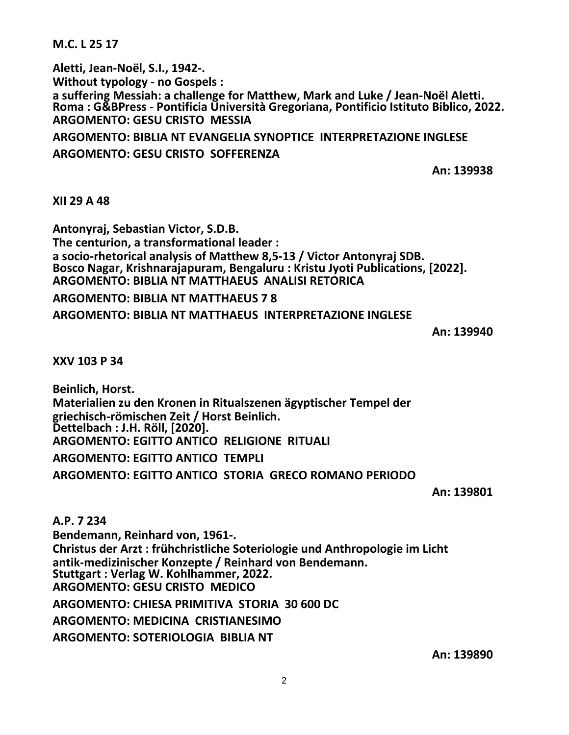**M.C. L 25 17**

**Aletti, Jean-Noël, S.I., 1942-.**
**Without typology - no Gospels :**
**a suffering Messiah: a challenge for Matthew, Mark and Luke / Jean-Noël Aletti.**
**Roma : G&BPress - Pontificia Università Gregoriana, Pontificio Istituto Biblico, 2022.**
**ARGOMENTO: GESU CRISTO MESSIA**

**ARGOMENTO: BIBLIA NT EVANGELIA SYNOPTICE INTERPRETAZIONE INGLESE**

**ARGOMENTO: GESU CRISTO SOFFERENZA**

**An: 139938**

**XII 29 A 48**

**Antonyraj, Sebastian Victor, S.D.B.**
**The centurion, a transformational leader :**
**a socio-rhetorical analysis of Matthew 8,5-13 / Victor Antonyraj SDB.**
**Bosco Nagar, Krishnarajapuram, Bengaluru : Kristu Jyoti Publications, [2022].**
**ARGOMENTO: BIBLIA NT MATTHAEUS ANALISI RETORICA**

**ARGOMENTO: BIBLIA NT MATTHAEUS 7 8**

**ARGOMENTO: BIBLIA NT MATTHAEUS INTERPRETAZIONE INGLESE**

**An: 139940**

**XXV 103 P 34**

**Beinlich, Horst.**
**Materialien zu den Kronen in Ritualszenen ägyptischer Tempel der griechisch-römischen Zeit / Horst Beinlich.**
**Dettelbach : J.H. Röll, [2020].**
**ARGOMENTO: EGITTO ANTICO RELIGIONE RITUALI**

**ARGOMENTO: EGITTO ANTICO TEMPLI**

**ARGOMENTO: EGITTO ANTICO STORIA GRECO ROMANO PERIODO**

**An: 139801**

**A.P. 7 234**

**Bendemann, Reinhard von, 1961-.**
**Christus der Arzt : frühchristliche Soteriologie und Anthropologie im Licht antik-medizinischer Konzepte / Reinhard von Bendemann.**
**Stuttgart : Verlag W. Kohlhammer, 2022.**
**ARGOMENTO: GESU CRISTO MEDICO**

**ARGOMENTO: CHIESA PRIMITIVA STORIA 30 600 DC**

**ARGOMENTO: MEDICINA CRISTIANESIMO**

**ARGOMENTO: SOTERIOLOGIA BIBLIA NT**

**An: 139890**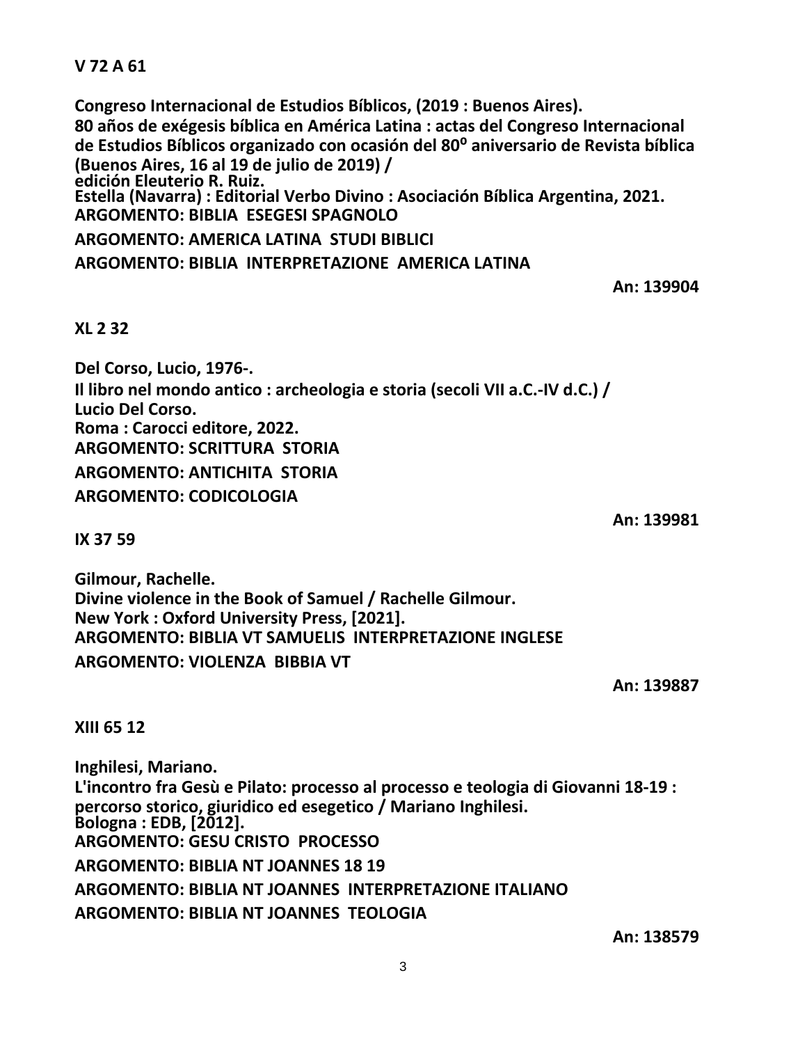**V 72 A 61**

**Congreso Internacional de Estudios Bíblicos, (2019 : Buenos Aires).**
**80 años de exégesis bíblica en América Latina : actas del Congreso Internacional de Estudios Bíblicos organizado con ocasión del 80º aniversario de Revista bíblica (Buenos Aires, 16 al 19 de julio de 2019) /**
**edición Eleuterio R. Ruiz.**
**Estella (Navarra) : Editorial Verbo Divino : Asociación Bíblica Argentina, 2021.**
**ARGOMENTO: BIBLIA ESEGESI SPAGNOLO**
**ARGOMENTO: AMERICA LATINA STUDI BIBLICI**
**ARGOMENTO: BIBLIA INTERPRETAZIONE AMERICA LATINA**

**An: 139904**

**XL 2 32**

**Del Corso, Lucio, 1976-.**
**Il libro nel mondo antico : archeologia e storia (secoli VII a.C.-IV d.C.) /**
**Lucio Del Corso.**
**Roma : Carocci editore, 2022.**
**ARGOMENTO: SCRITTURA STORIA**
**ARGOMENTO: ANTICHITA STORIA**
**ARGOMENTO: CODICOLOGIA**

**An: 139981**

**IX 37 59**

**Gilmour, Rachelle.**
**Divine violence in the Book of Samuel / Rachelle Gilmour.**
**New York : Oxford University Press, [2021].**
**ARGOMENTO: BIBLIA VT SAMUELIS INTERPRETAZIONE INGLESE**
**ARGOMENTO: VIOLENZA BIBBIA VT**

**An: 139887**

**XIII 65 12**

**Inghilesi, Mariano.**
**L'incontro fra Gesù e Pilato: processo al processo e teologia di Giovanni 18-19 : percorso storico, giuridico ed esegetico / Mariano Inghilesi.**
**Bologna : EDB, [2012].**
**ARGOMENTO: GESU CRISTO PROCESSO**
**ARGOMENTO: BIBLIA NT JOANNES 18 19**
**ARGOMENTO: BIBLIA NT JOANNES INTERPRETAZIONE ITALIANO**
**ARGOMENTO: BIBLIA NT JOANNES TEOLOGIA**

**An: 138579**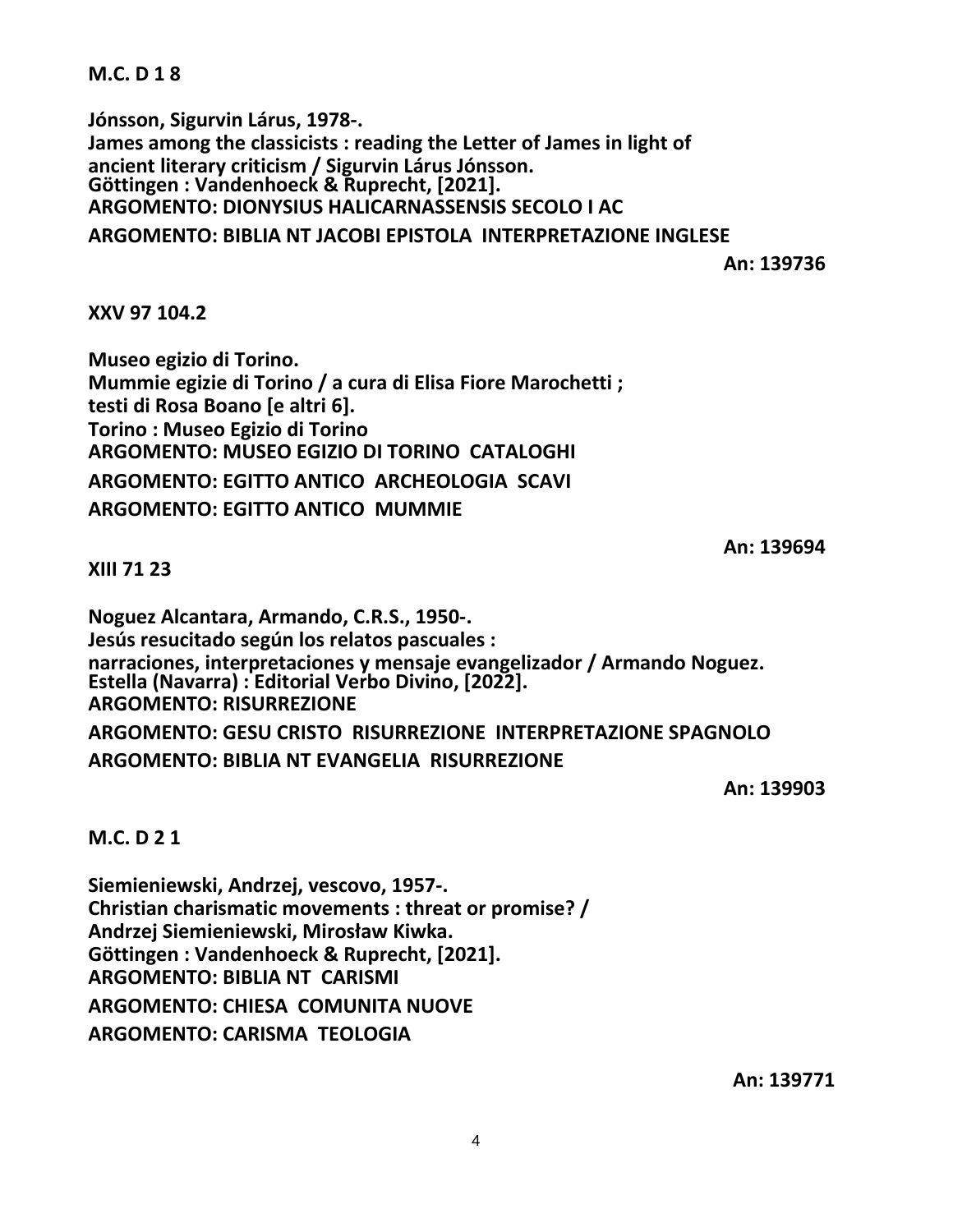**M.C. D 1 8**

**Jónsson, Sigurvin Lárus, 1978-.**
**James among the classicists : reading the Letter of James in light of ancient literary criticism / Sigurvin Lárus Jónsson.**
**Göttingen : Vandenhoeck & Ruprecht, [2021].**
**ARGOMENTO: DIONYSIUS HALICARNASSENSIS SECOLO I AC**
**ARGOMENTO: BIBLIA NT JACOBI EPISTOLA INTERPRETAZIONE INGLESE**

**An: 139736**

**XXV 97 104.2**

**Museo egizio di Torino.**
**Mummie egizie di Torino / a cura di Elisa Fiore Marochetti ;**
**testi di Rosa Boano [e altri 6].**
**Torino : Museo Egizio di Torino**
**ARGOMENTO: MUSEO EGIZIO DI TORINO CATALOGHI**
**ARGOMENTO: EGITTO ANTICO ARCHEOLOGIA SCAVI**
**ARGOMENTO: EGITTO ANTICO MUMMIE**

**An: 139694**

**XIII 71 23**

**Noguez Alcantara, Armando, C.R.S., 1950-.**
**Jesús resucitado según los relatos pascuales :**
**narraciones, interpretaciones y mensaje evangelizador / Armando Noguez.**
**Estella (Navarra) : Editorial Verbo Divino, [2022].**
**ARGOMENTO: RISURREZIONE**
**ARGOMENTO: GESU CRISTO RISURREZIONE INTERPRETAZIONE SPAGNOLO**
**ARGOMENTO: BIBLIA NT EVANGELIA RISURREZIONE**

**An: 139903**

**M.C. D 2 1**

**Siemieniewski, Andrzej, vescovo, 1957-.**
**Christian charismatic movements : threat or promise? /**
**Andrzej Siemieniewski, Mirosław Kiwka.**
**Göttingen : Vandenhoeck & Ruprecht, [2021].**
**ARGOMENTO: BIBLIA NT CARISMI**
**ARGOMENTO: CHIESA COMUNITA NUOVE**
**ARGOMENTO: CARISMA TEOLOGIA**

**An: 139771**